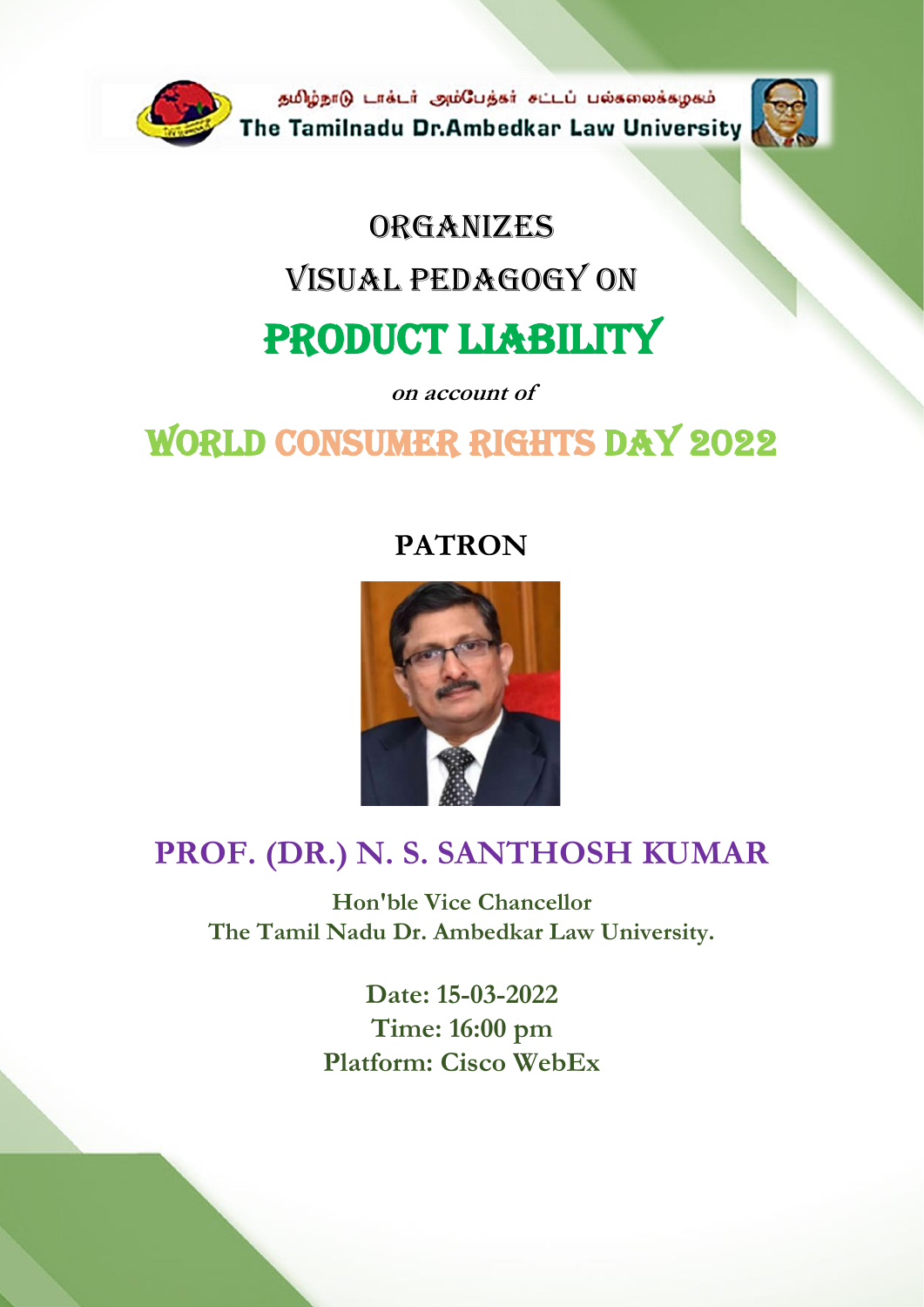தமிழ்நாடு டாக்டர் அம்பேத்கர் சட்டப் பல்கலைக்கழகம்

**The Tamilnadu Dr.Ambedkar Law University**

# ORGANIZES

# VISUAL PEDAGOGY ON

# PRODUCT LIABILITY

***on account of***

# WORLD CONSUMER RIGHTS DAY 2022

## PATRON

## PROF. (DR.) N. S. SANTHOSH KUMAR

**Hon'ble Vice Chancellor**
**The Tamil Nadu Dr. Ambedkar Law University.**

**Date: 15-03-2022**
**Time: 16:00 pm**
**Platform: Cisco WebEx**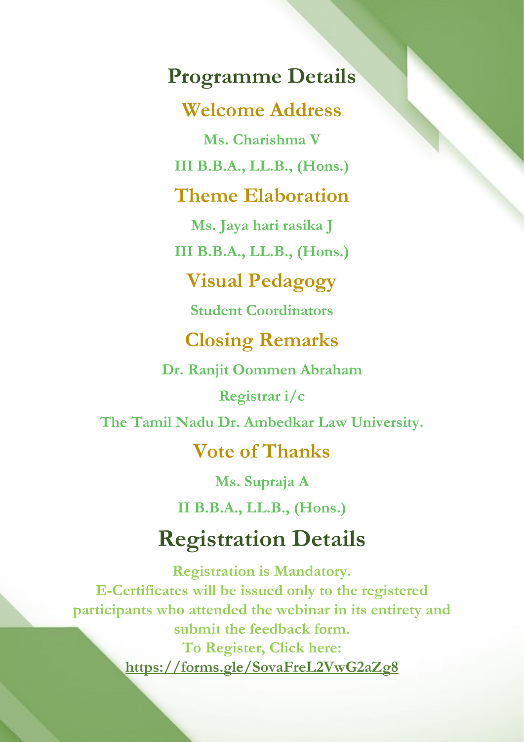# Programme Details

## Welcome Address

**Ms. Charishma V**

**III B.B.A., LL.B., (Hons.)**

## Theme Elaboration

**Ms. Jaya hari rasika J**

**III B.B.A., LL.B., (Hons.)**

## Visual Pedagogy

**Student Coordinators**

## Closing Remarks

**Dr. Ranjit Oommen Abraham**

**Registrar i/c**

**The Tamil Nadu Dr. Ambedkar Law University.**

## Vote of Thanks

**Ms. Supraja A**

**II B.B.A., LL.B., (Hons.)**

# Registration Details

**Registration is Mandatory.**
**E-Certificates will be issued only to the registered participants who attended the webinar in its entirety and submit the feedback form.**
**To Register, Click here:**
**https://forms.gle/SovaFreL2VwG2aZg8**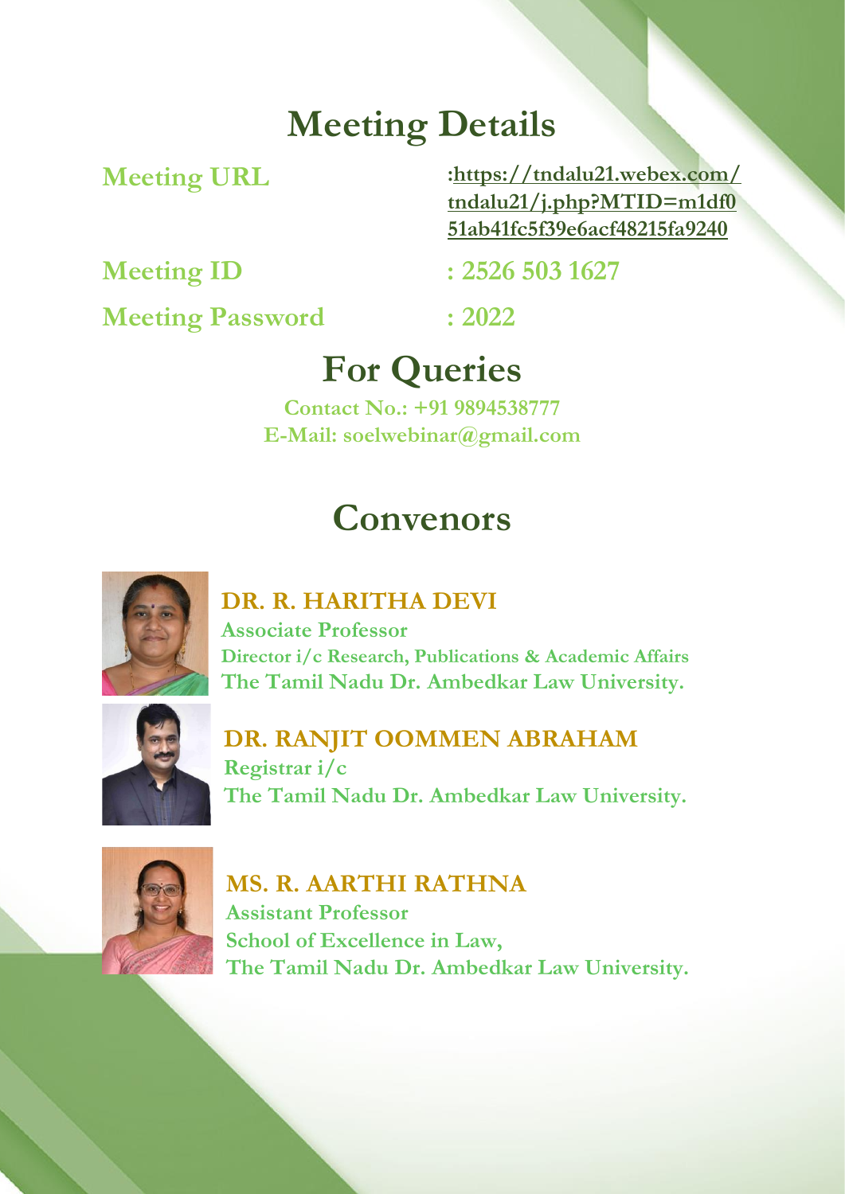# Meeting Details

**Meeting URL** : https://tndalu21.webex.com/tndalu21/j.php?MTID=m1df051ab41fc5f39e6acf48215fa9240

**Meeting ID** : 2526 503 1627

**Meeting Password** : 2022

# For Queries

**Contact No.: +91 9894538777**
**E-Mail: soelwebinar@gmail.com**

# Convenors

**DR. R. HARITHA DEVI**
**Associate Professor**
**Director i/c Research, Publications & Academic Affairs**
**The Tamil Nadu Dr. Ambedkar Law University.**

**DR. RANJIT OOMMEN ABRAHAM**
**Registrar i/c**
**The Tamil Nadu Dr. Ambedkar Law University.**

**MS. R. AARTHI RATHNA**
**Assistant Professor**
**School of Excellence in Law,**
**The Tamil Nadu Dr. Ambedkar Law University.**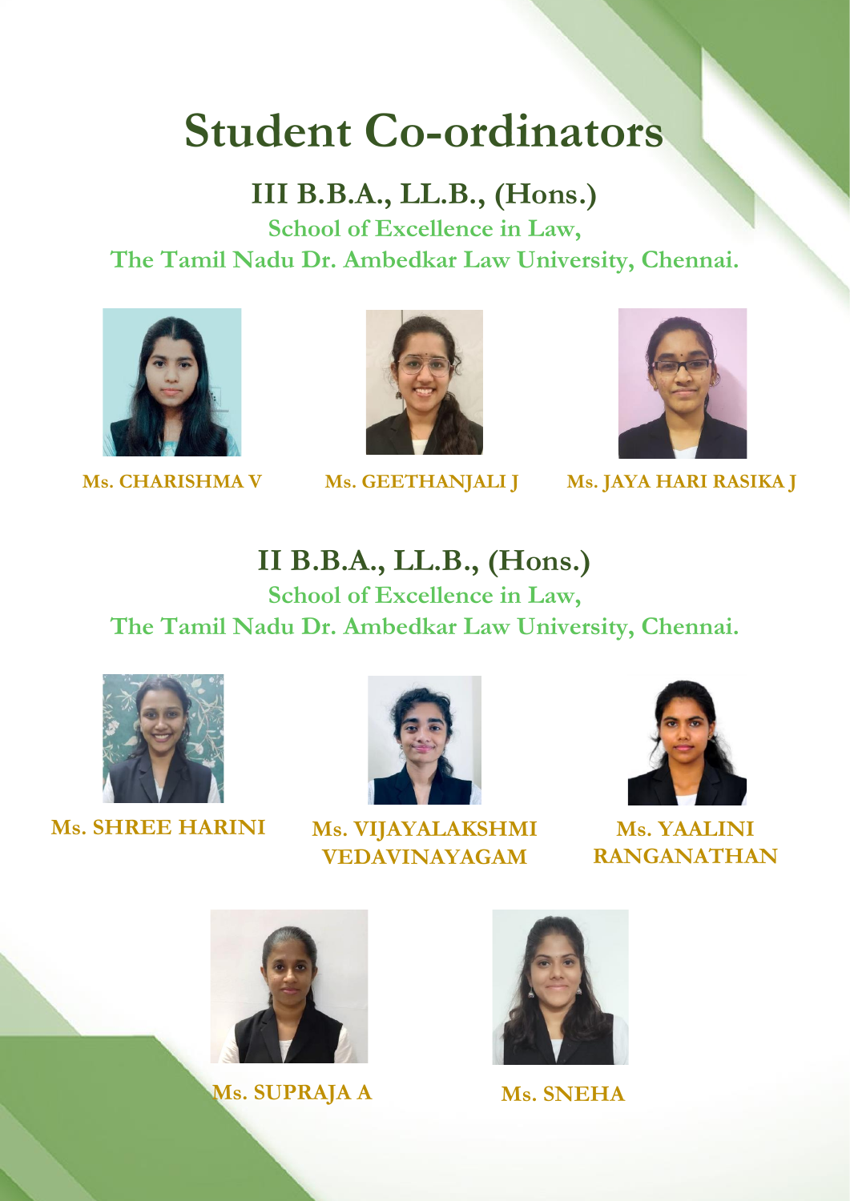# Student Co-ordinators

## III B.B.A., LL.B., (Hons.)

**School of Excellence in Law,**
**The Tamil Nadu Dr. Ambedkar Law University, Chennai.**

**Ms. CHARISHMA V**

**Ms. GEETHANJALI J**

**Ms. JAYA HARI RASIKA J**

## II B.B.A., LL.B., (Hons.)

**School of Excellence in Law,**
**The Tamil Nadu Dr. Ambedkar Law University, Chennai.**

**Ms. SHREE HARINI**

**Ms. VIJAYALAKSHMI VEDAVINAYAGAM**

**Ms. YAALINI RANGANATHAN**

**Ms. SUPRAJA A**

**Ms. SNEHA**